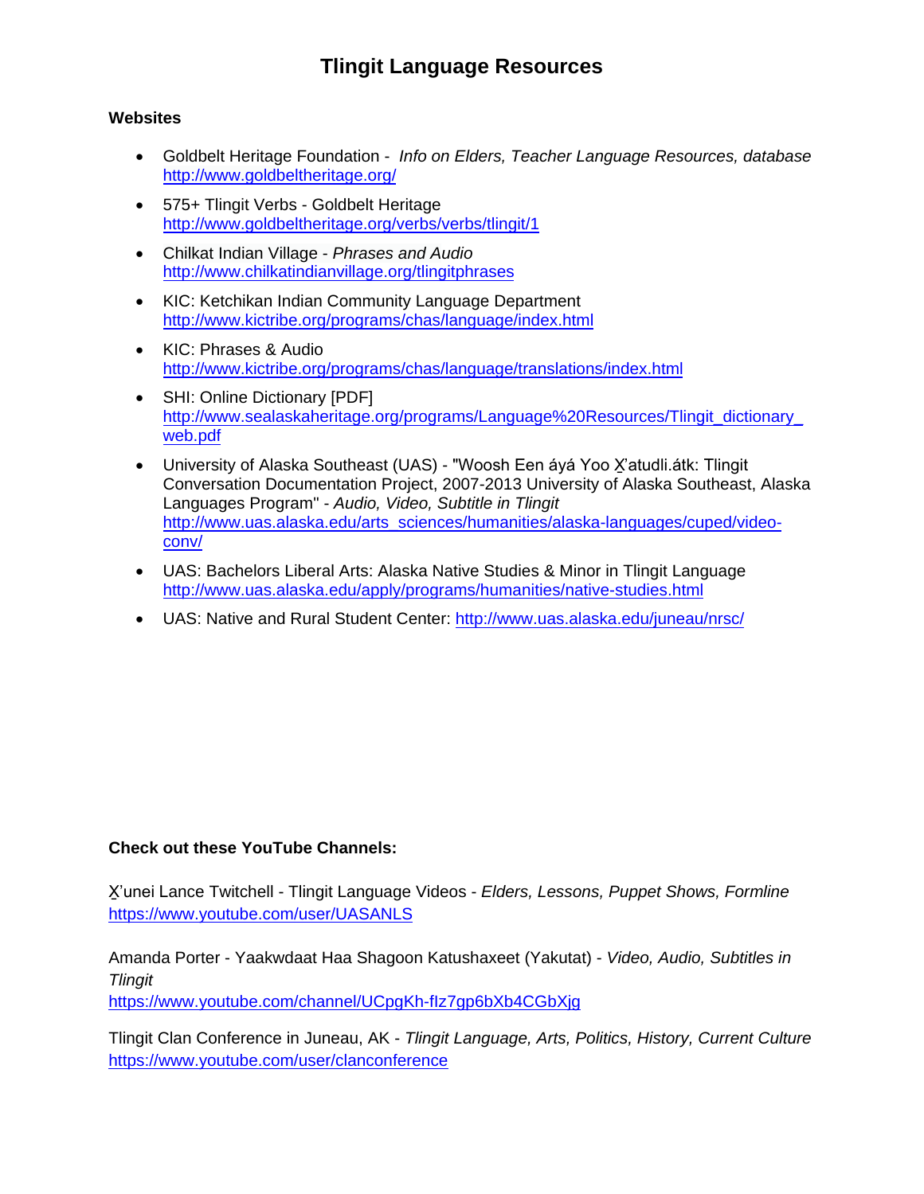# Tlingit Language Resources

## Websites

- Goldbelt Heritage Foundation - *Info on Elders, Teacher Language Resources, database*
  http://www.goldbeltheritage.org/
- 575+ Tlingit Verbs - Goldbelt Heritage
  http://www.goldbeltheritage.org/verbs/verbs/tlingit/1
- Chilkat Indian Village - *Phrases and Audio*
  http://www.chilkatindianvillage.org/tlingitphrases
- KIC: Ketchikan Indian Community Language Department
  http://www.kictribe.org/programs/chas/language/index.html
- KIC: Phrases & Audio
  http://www.kictribe.org/programs/chas/language/translations/index.html
- SHI: Online Dictionary [PDF]
  http://www.sealaskaheritage.org/programs/Language%20Resources/Tlingit_dictionary_web.pdf
- University of Alaska Southeast (UAS) - "Woosh Een áyá Yoo X̲'atudli.átk: Tlingit Conversation Documentation Project, 2007-2013 University of Alaska Southeast, Alaska Languages Program" - *Audio, Video, Subtitle in Tlingit*
  http://www.uas.alaska.edu/arts_sciences/humanities/alaska-languages/cuped/video-conv/
- UAS: Bachelors Liberal Arts: Alaska Native Studies & Minor in Tlingit Language
  http://www.uas.alaska.edu/apply/programs/humanities/native-studies.html
- UAS: Native and Rural Student Center: http://www.uas.alaska.edu/juneau/nrsc/

## Check out these YouTube Channels:

X̲'unei Lance Twitchell - Tlingit Language Videos - *Elders, Lessons, Puppet Shows, Formline*
https://www.youtube.com/user/UASANLS

Amanda Porter - Yaakwdaat Haa Shagoon Katushaxeet (Yakutat) - *Video, Audio, Subtitles in Tlingit*
https://www.youtube.com/channel/UCpgKh-fIz7gp6bXb4CGbXjg

Tlingit Clan Conference in Juneau, AK - *Tlingit Language, Arts, Politics, History, Current Culture*
https://www.youtube.com/user/clanconference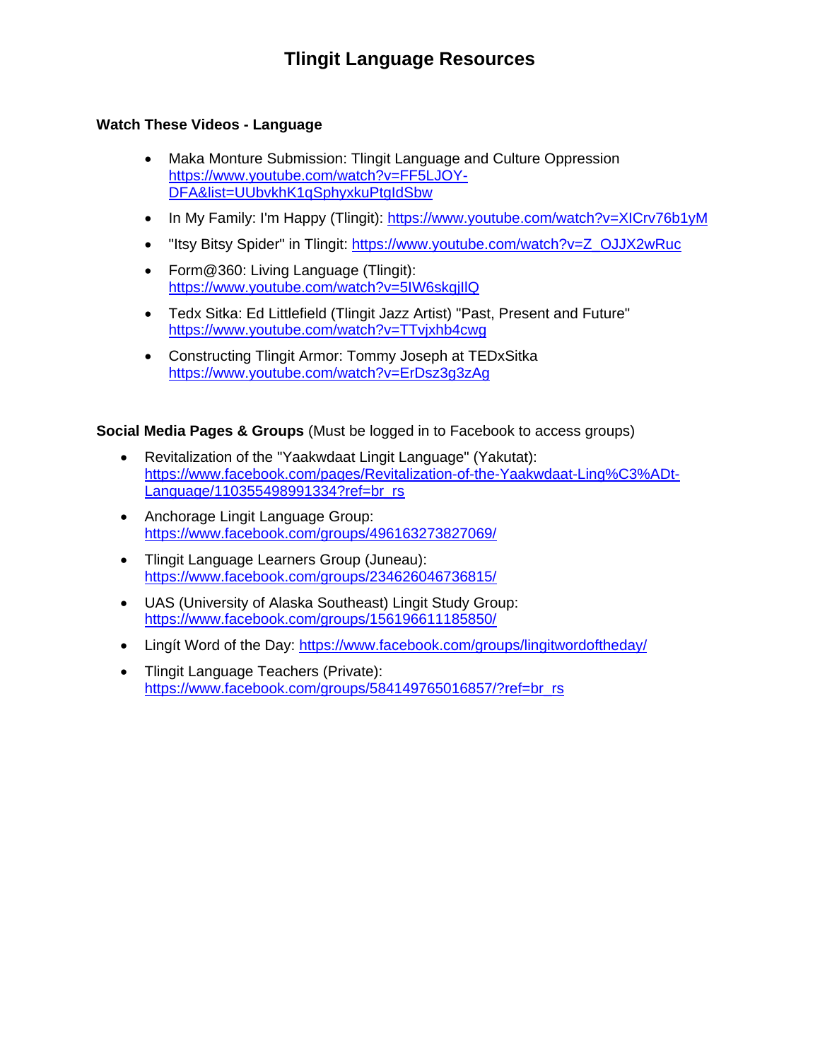# Tlingit Language Resources

**Watch These Videos - Language**

- Maka Monture Submission: Tlingit Language and Culture Oppression https://www.youtube.com/watch?v=FF5LJOY-DFA&list=UUbvkhK1qSphyxkuPtgIdSbw
- In My Family: I'm Happy (Tlingit): https://www.youtube.com/watch?v=XICrv76b1yM
- "Itsy Bitsy Spider" in Tlingit: https://www.youtube.com/watch?v=Z_OJJX2wRuc
- Form@360: Living Language (Tlingit): https://www.youtube.com/watch?v=5IW6skqjIlQ
- Tedx Sitka: Ed Littlefield (Tlingit Jazz Artist) "Past, Present and Future" https://www.youtube.com/watch?v=TTvjxhb4cwg
- Constructing Tlingit Armor: Tommy Joseph at TEDxSitka https://www.youtube.com/watch?v=ErDsz3g3zAg

**Social Media Pages & Groups** (Must be logged in to Facebook to access groups)

- Revitalization of the "Yaakwdaat Lingit Language" (Yakutat): https://www.facebook.com/pages/Revitalization-of-the-Yaakwdaat-Ling%C3%ADt-Language/110355498991334?ref=br_rs
- Anchorage Lingit Language Group: https://www.facebook.com/groups/496163273827069/
- Tlingit Language Learners Group (Juneau): https://www.facebook.com/groups/234626046736815/
- UAS (University of Alaska Southeast) Lingit Study Group: https://www.facebook.com/groups/156196611185850/
- Lingít Word of the Day: https://www.facebook.com/groups/lingitwordoftheday/
- Tlingit Language Teachers (Private): https://www.facebook.com/groups/584149765016857/?ref=br_rs